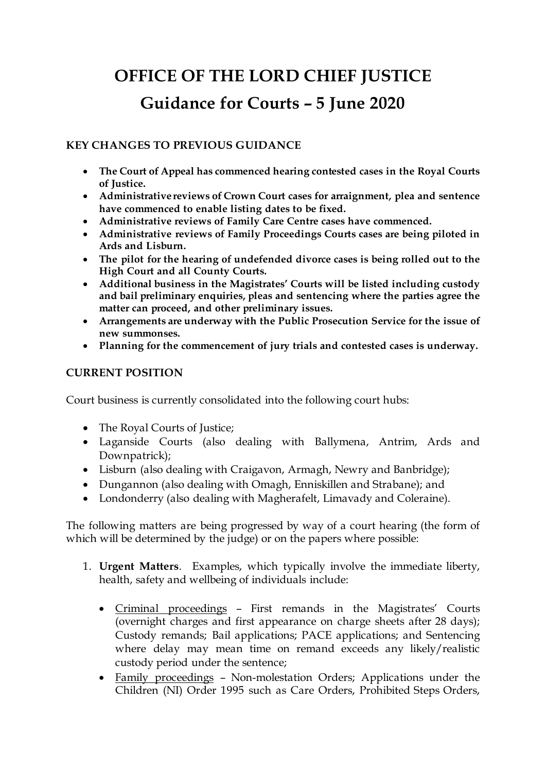# OFFICE OF THE LORD CHIEF JUSTICE

# Guidance for Courts – 5 June 2020

## KEY CHANGES TO PREVIOUS GUIDANCE

- **The Court of Appeal has commenced hearing contested cases in the Royal Courts of Justice.**
- **Administrative reviews of Crown Court cases for arraignment, plea and sentence have commenced to enable listing dates to be fixed.**
- **Administrative reviews of Family Care Centre cases have commenced.**
- **Administrative reviews of Family Proceedings Courts cases are being piloted in Ards and Lisburn.**
- **The pilot for the hearing of undefended divorce cases is being rolled out to the High Court and all County Courts.**
- **Additional business in the Magistrates' Courts will be listed including custody and bail preliminary enquiries, pleas and sentencing where the parties agree the matter can proceed, and other preliminary issues.**
- **Arrangements are underway with the Public Prosecution Service for the issue of new summonses.**
- **Planning for the commencement of jury trials and contested cases is underway.**

## CURRENT POSITION

Court business is currently consolidated into the following court hubs:

- The Royal Courts of Justice;
- Laganside Courts (also dealing with Ballymena, Antrim, Ards and Downpatrick);
- Lisburn (also dealing with Craigavon, Armagh, Newry and Banbridge);
- Dungannon (also dealing with Omagh, Enniskillen and Strabane); and
- Londonderry (also dealing with Magherafelt, Limavady and Coleraine).

The following matters are being progressed by way of a court hearing (the form of which will be determined by the judge) or on the papers where possible:

1. **Urgent Matters**. Examples, which typically involve the immediate liberty, health, safety and wellbeing of individuals include:

   - Criminal proceedings – First remands in the Magistrates' Courts (overnight charges and first appearance on charge sheets after 28 days); Custody remands; Bail applications; PACE applications; and Sentencing where delay may mean time on remand exceeds any likely/realistic custody period under the sentence;
   - Family proceedings – Non-molestation Orders; Applications under the Children (NI) Order 1995 such as Care Orders, Prohibited Steps Orders,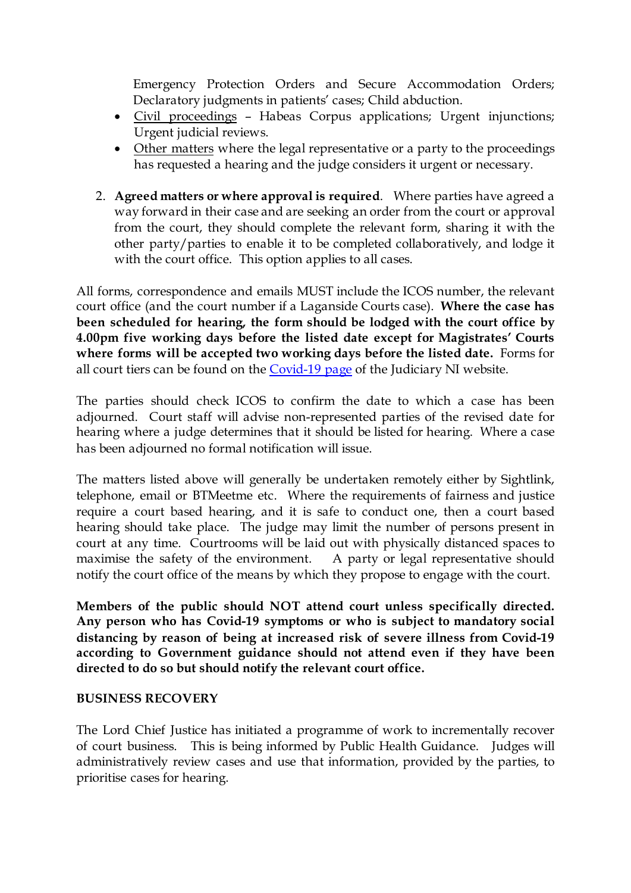Emergency Protection Orders and Secure Accommodation Orders; Declaratory judgments in patients' cases; Child abduction.

- Civil proceedings – Habeas Corpus applications; Urgent injunctions; Urgent judicial reviews.
- Other matters where the legal representative or a party to the proceedings has requested a hearing and the judge considers it urgent or necessary.

2. **Agreed matters or where approval is required**. Where parties have agreed a way forward in their case and are seeking an order from the court or approval from the court, they should complete the relevant form, sharing it with the other party/parties to enable it to be completed collaboratively, and lodge it with the court office. This option applies to all cases.

All forms, correspondence and emails MUST include the ICOS number, the relevant court office (and the court number if a Laganside Courts case). **Where the case has been scheduled for hearing, the form should be lodged with the court office by 4.00pm five working days before the listed date except for Magistrates' Courts where forms will be accepted two working days before the listed date.** Forms for all court tiers can be found on the [Covid-19 page]() of the Judiciary NI website.

The parties should check ICOS to confirm the date to which a case has been adjourned. Court staff will advise non-represented parties of the revised date for hearing where a judge determines that it should be listed for hearing. Where a case has been adjourned no formal notification will issue.

The matters listed above will generally be undertaken remotely either by Sightlink, telephone, email or BTMeetme etc. Where the requirements of fairness and justice require a court based hearing, and it is safe to conduct one, then a court based hearing should take place. The judge may limit the number of persons present in court at any time. Courtrooms will be laid out with physically distanced spaces to maximise the safety of the environment. A party or legal representative should notify the court office of the means by which they propose to engage with the court.

**Members of the public should NOT attend court unless specifically directed. Any person who has Covid-19 symptoms or who is subject to mandatory social distancing by reason of being at increased risk of severe illness from Covid-19 according to Government guidance should not attend even if they have been directed to do so but should notify the relevant court office.**

**BUSINESS RECOVERY**

The Lord Chief Justice has initiated a programme of work to incrementally recover of court business. This is being informed by Public Health Guidance. Judges will administratively review cases and use that information, provided by the parties, to prioritise cases for hearing.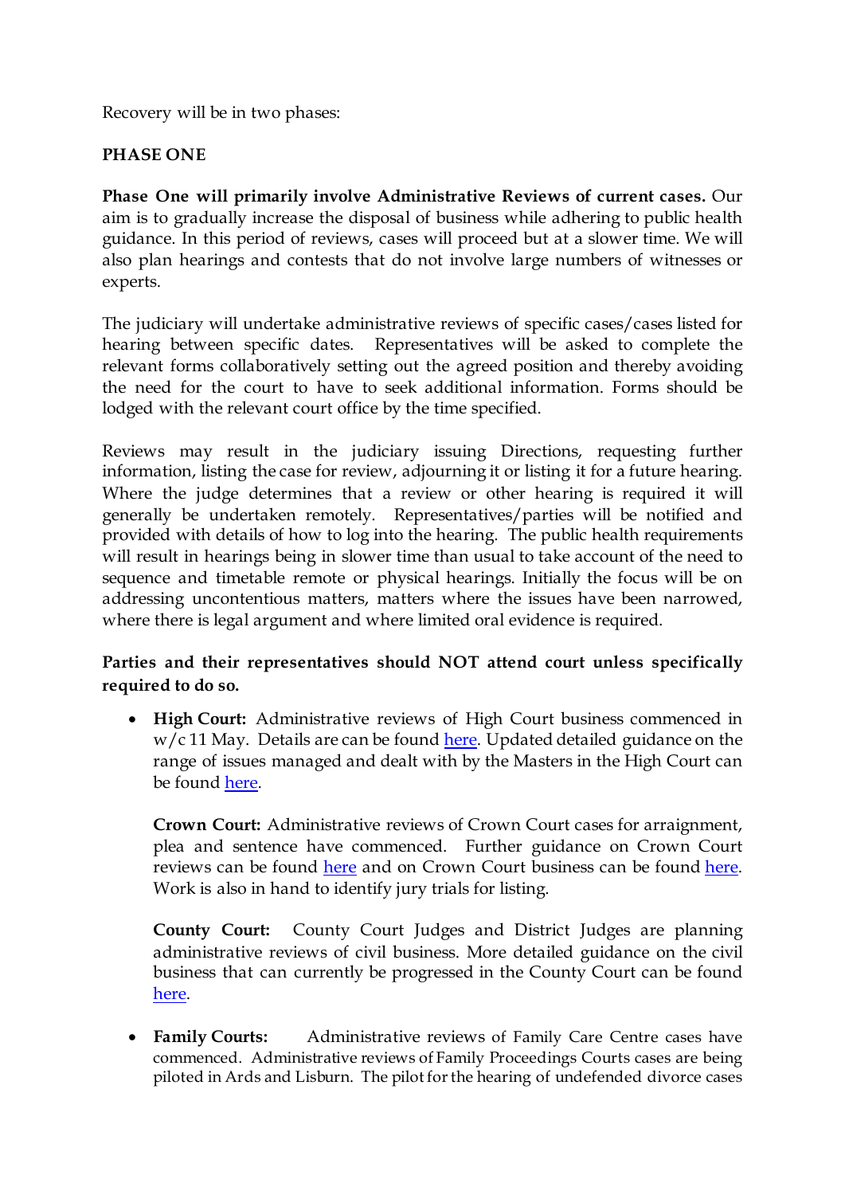Recovery will be in two phases:

**PHASE ONE**

**Phase One will primarily involve Administrative Reviews of current cases.** Our aim is to gradually increase the disposal of business while adhering to public health guidance. In this period of reviews, cases will proceed but at a slower time. We will also plan hearings and contests that do not involve large numbers of witnesses or experts.

The judiciary will undertake administrative reviews of specific cases/cases listed for hearing between specific dates. Representatives will be asked to complete the relevant forms collaboratively setting out the agreed position and thereby avoiding the need for the court to have to seek additional information. Forms should be lodged with the relevant court office by the time specified.

Reviews may result in the judiciary issuing Directions, requesting further information, listing the case for review, adjourning it or listing it for a future hearing. Where the judge determines that a review or other hearing is required it will generally be undertaken remotely. Representatives/parties will be notified and provided with details of how to log into the hearing. The public health requirements will result in hearings being in slower time than usual to take account of the need to sequence and timetable remote or physical hearings. Initially the focus will be on addressing uncontentious matters, matters where the issues have been narrowed, where there is legal argument and where limited oral evidence is required.

**Parties and their representatives should NOT attend court unless specifically required to do so.**

- **High Court:** Administrative reviews of High Court business commenced in w/c 11 May. Details are can be found here. Updated detailed guidance on the range of issues managed and dealt with by the Masters in the High Court can be found here.

  **Crown Court:** Administrative reviews of Crown Court cases for arraignment, plea and sentence have commenced. Further guidance on Crown Court reviews can be found here and on Crown Court business can be found here. Work is also in hand to identify jury trials for listing.

  **County Court:** County Court Judges and District Judges are planning administrative reviews of civil business. More detailed guidance on the civil business that can currently be progressed in the County Court can be found here.

- **Family Courts:** Administrative reviews of Family Care Centre cases have commenced. Administrative reviews of Family Proceedings Courts cases are being piloted in Ards and Lisburn. The pilot for the hearing of undefended divorce cases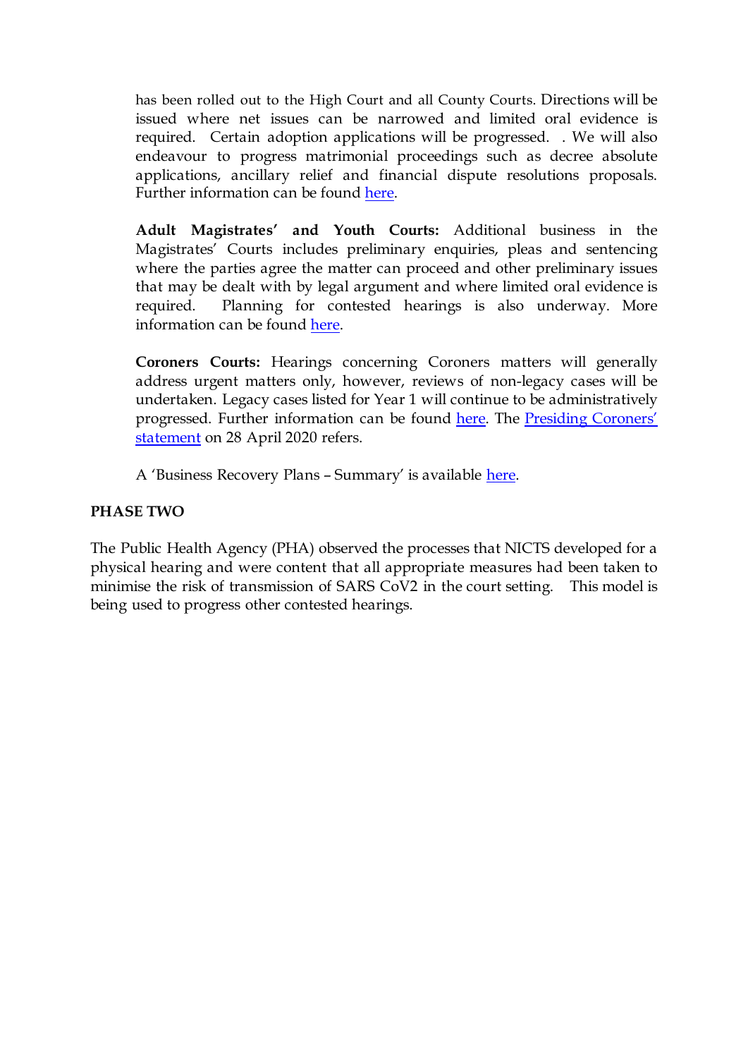has been rolled out to the High Court and all County Courts. Directions will be issued where net issues can be narrowed and limited oral evidence is required. Certain adoption applications will be progressed. . We will also endeavour to progress matrimonial proceedings such as decree absolute applications, ancillary relief and financial dispute resolutions proposals. Further information can be found here.

**Adult Magistrates' and Youth Courts:** Additional business in the Magistrates' Courts includes preliminary enquiries, pleas and sentencing where the parties agree the matter can proceed and other preliminary issues that may be dealt with by legal argument and where limited oral evidence is required. Planning for contested hearings is also underway. More information can be found here.

**Coroners Courts:** Hearings concerning Coroners matters will generally address urgent matters only, however, reviews of non-legacy cases will be undertaken. Legacy cases listed for Year 1 will continue to be administratively progressed. Further information can be found here. The Presiding Coroners' statement on 28 April 2020 refers.

A 'Business Recovery Plans – Summary' is available here.

**PHASE TWO**

The Public Health Agency (PHA) observed the processes that NICTS developed for a physical hearing and were content that all appropriate measures had been taken to minimise the risk of transmission of SARS CoV2 in the court setting. This model is being used to progress other contested hearings.